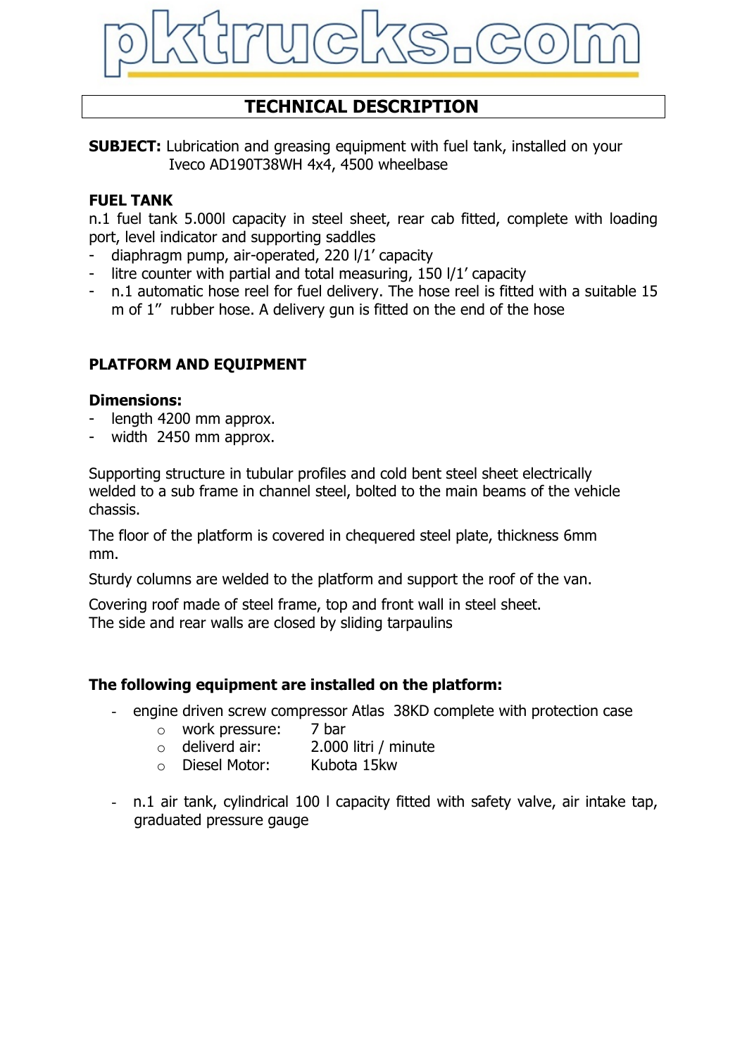# pktrucks.com

## TECHNICAL DESCRIPTION

**SUBJECT:** Lubrication and greasing equipment with fuel tank, installed on your Iveco AD190T38WH 4x4, 4500 wheelbase

**FUEL TANK**

n.1 fuel tank 5.000l capacity in steel sheet, rear cab fitted, complete with loading port, level indicator and supporting saddles

- diaphragm pump, air-operated, 220 l/1' capacity
- litre counter with partial and total measuring, 150 l/1' capacity
- n.1 automatic hose reel for fuel delivery. The hose reel is fitted with a suitable 15 m of 1" rubber hose. A delivery gun is fitted on the end of the hose

**PLATFORM AND EQUIPMENT**

**Dimensions:**

- length 4200 mm approx.
- width 2450 mm approx.

Supporting structure in tubular profiles and cold bent steel sheet electrically welded to a sub frame in channel steel, bolted to the main beams of the vehicle chassis.

The floor of the platform is covered in chequered steel plate, thickness 6mm mm.

Sturdy columns are welded to the platform and support the roof of the van.

Covering roof made of steel frame, top and front wall in steel sheet.
The side and rear walls are closed by sliding tarpaulins

**The following equipment are installed on the platform:**

- engine driven screw compressor Atlas 38KD complete with protection case
    - work pressure: 7 bar
    - deliverd air: 2.000 litri / minute
    - Diesel Motor: Kubota 15kw
- n.1 air tank, cylindrical 100 l capacity fitted with safety valve, air intake tap, graduated pressure gauge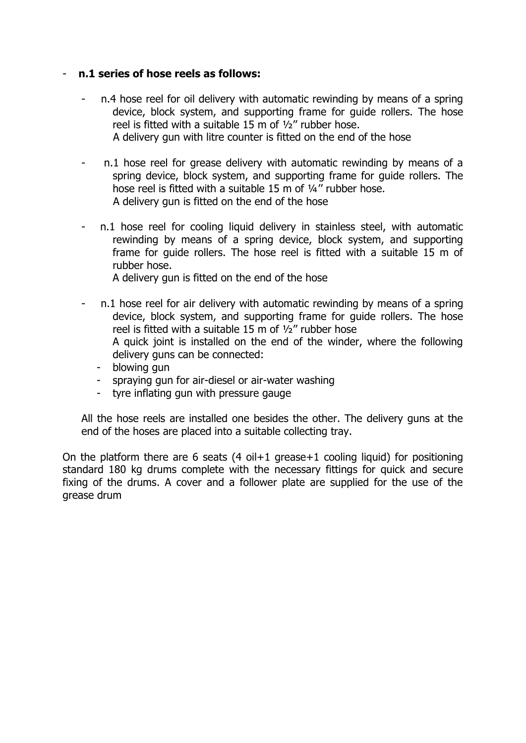- **n.1 series of hose reels as follows:**

  - n.4 hose reel for oil delivery with automatic rewinding by means of a spring device, block system, and supporting frame for guide rollers. The hose reel is fitted with a suitable 15 m of ½" rubber hose.
    A delivery gun with litre counter is fitted on the end of the hose

  - n.1 hose reel for grease delivery with automatic rewinding by means of a spring device, block system, and supporting frame for guide rollers. The hose reel is fitted with a suitable 15 m of ¼" rubber hose.
    A delivery gun is fitted on the end of the hose

  - n.1 hose reel for cooling liquid delivery in stainless steel, with automatic rewinding by means of a spring device, block system, and supporting frame for guide rollers. The hose reel is fitted with a suitable 15 m of rubber hose.
    A delivery gun is fitted on the end of the hose

  - n.1 hose reel for air delivery with automatic rewinding by means of a spring device, block system, and supporting frame for guide rollers. The hose reel is fitted with a suitable 15 m of ½" rubber hose
    A quick joint is installed on the end of the winder, where the following delivery guns can be connected:
    - blowing gun
    - spraying gun for air-diesel or air-water washing
    - tyre inflating gun with pressure gauge

  All the hose reels are installed one besides the other. The delivery guns at the end of the hoses are placed into a suitable collecting tray.

On the platform there are 6 seats (4 oil+1 grease+1 cooling liquid) for positioning standard 180 kg drums complete with the necessary fittings for quick and secure fixing of the drums. A cover and a follower plate are supplied for the use of the grease drum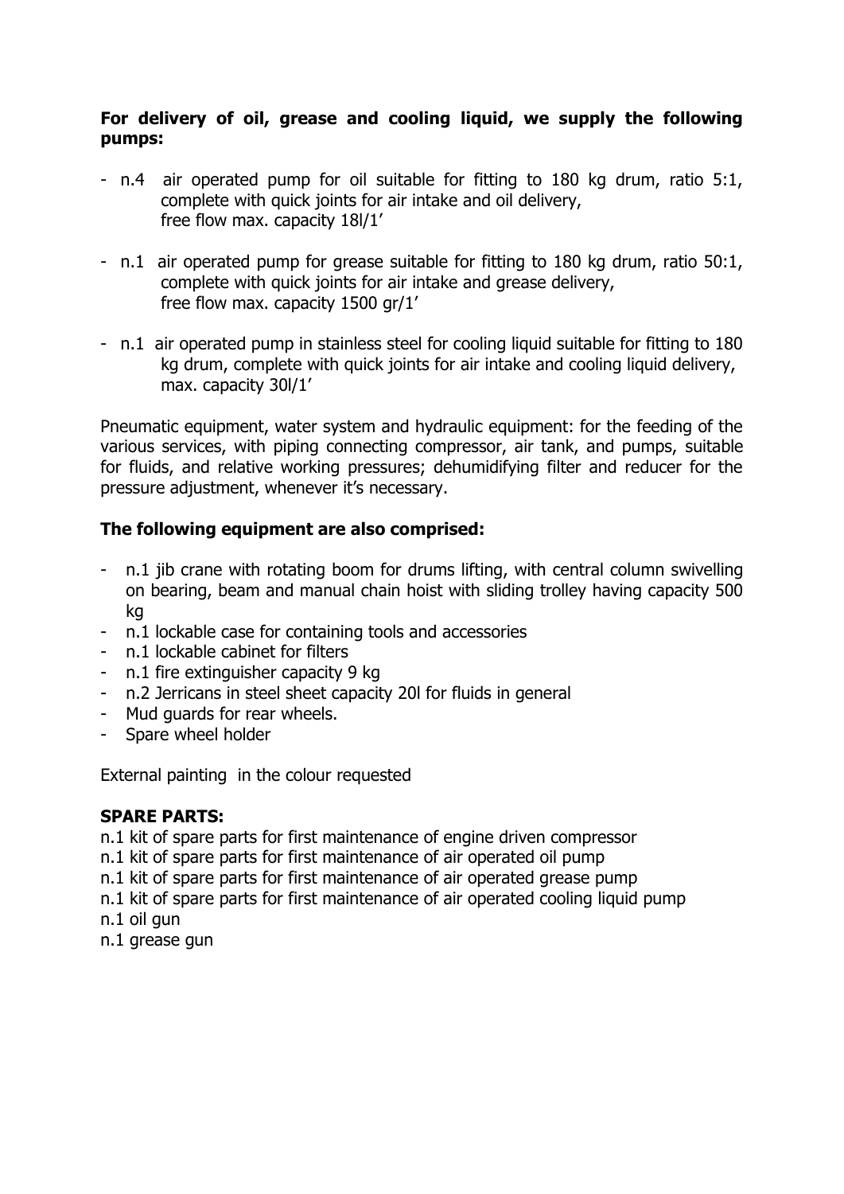**For delivery of oil, grease and cooling liquid, we supply the following pumps:**

- n.4 air operated pump for oil suitable for fitting to 180 kg drum, ratio 5:1, complete with quick joints for air intake and oil delivery, free flow max. capacity 18l/1'
- n.1 air operated pump for grease suitable for fitting to 180 kg drum, ratio 50:1, complete with quick joints for air intake and grease delivery, free flow max. capacity 1500 gr/1'
- n.1 air operated pump in stainless steel for cooling liquid suitable for fitting to 180 kg drum, complete with quick joints for air intake and cooling liquid delivery, max. capacity 30l/1'

Pneumatic equipment, water system and hydraulic equipment: for the feeding of the various services, with piping connecting compressor, air tank, and pumps, suitable for fluids, and relative working pressures; dehumidifying filter and reducer for the pressure adjustment, whenever it's necessary.

**The following equipment are also comprised:**

- n.1 jib crane with rotating boom for drums lifting, with central column swivelling on bearing, beam and manual chain hoist with sliding trolley having capacity 500 kg
- n.1 lockable case for containing tools and accessories
- n.1 lockable cabinet for filters
- n.1 fire extinguisher capacity 9 kg
- n.2 Jerricans in steel sheet capacity 20l for fluids in general
- Mud guards for rear wheels.
- Spare wheel holder

External painting in the colour requested

**SPARE PARTS:**

n.1 kit of spare parts for first maintenance of engine driven compressor
n.1 kit of spare parts for first maintenance of air operated oil pump
n.1 kit of spare parts for first maintenance of air operated grease pump
n.1 kit of spare parts for first maintenance of air operated cooling liquid pump
n.1 oil gun
n.1 grease gun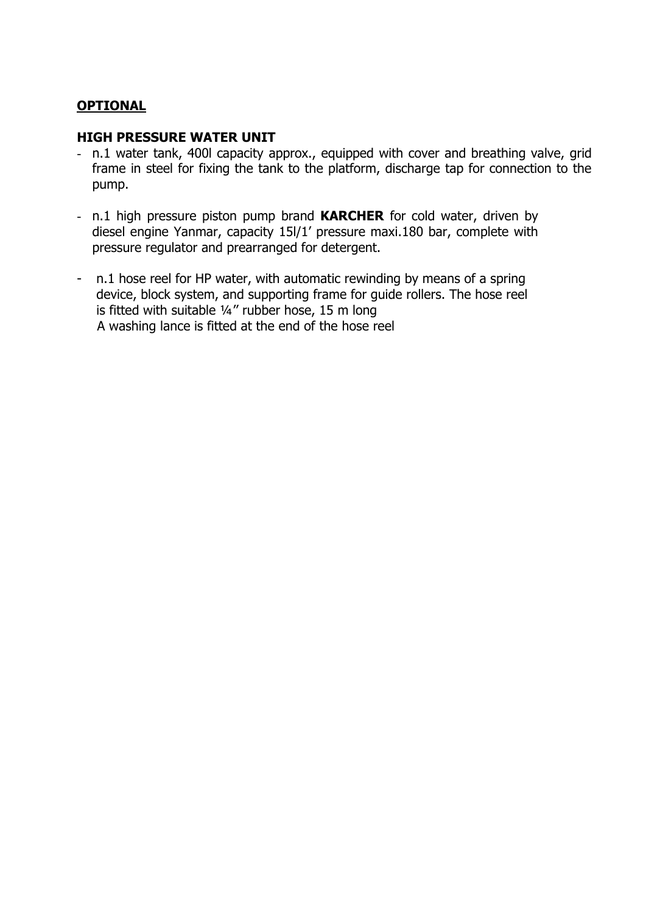**OPTIONAL**

**HIGH PRESSURE WATER UNIT**

- n.1 water tank, 400l capacity approx., equipped with cover and breathing valve, grid frame in steel for fixing the tank to the platform, discharge tap for connection to the pump.

- n.1 high pressure piston pump brand **KARCHER** for cold water, driven by diesel engine Yanmar, capacity 15l/1' pressure maxi.180 bar, complete with pressure regulator and prearranged for detergent.

- n.1 hose reel for HP water, with automatic rewinding by means of a spring device, block system, and supporting frame for guide rollers. The hose reel is fitted with suitable ¼" rubber hose, 15 m long
  A washing lance is fitted at the end of the hose reel